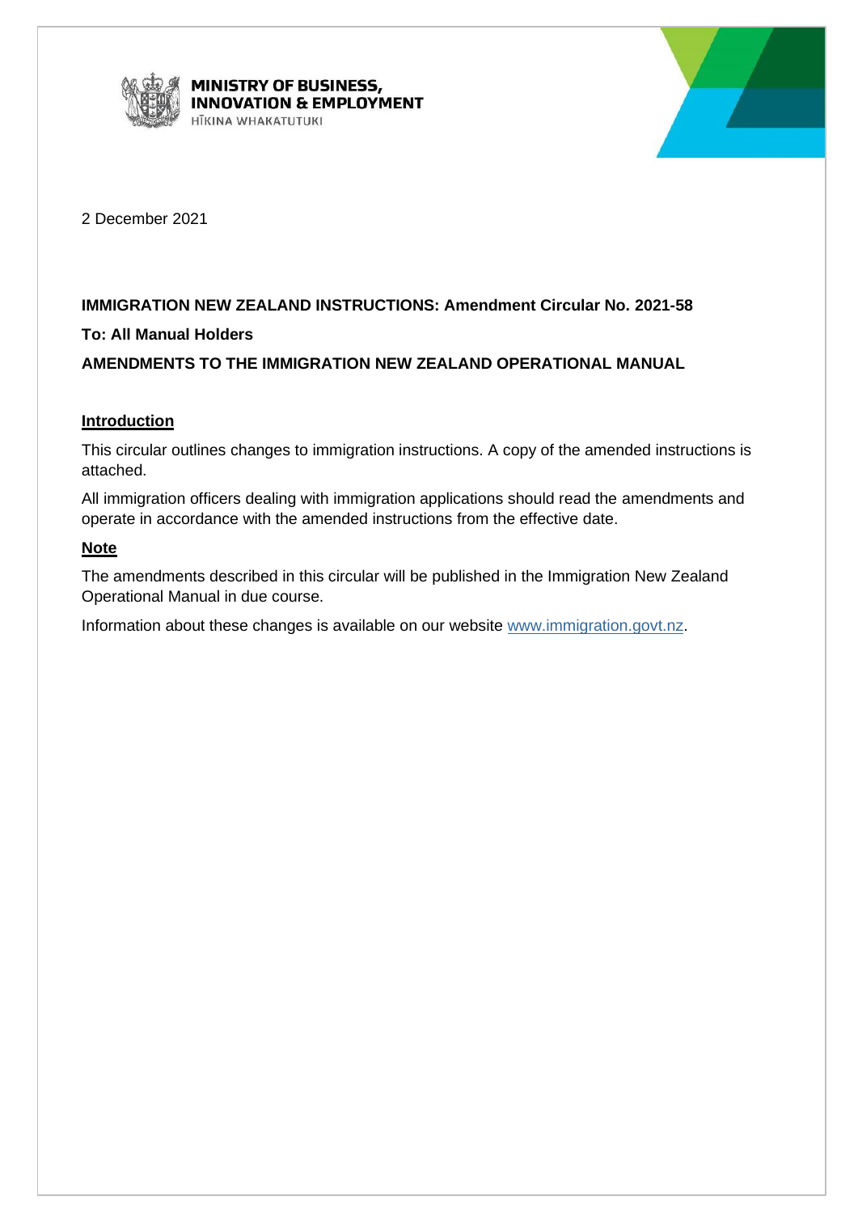MINISTRY OF BUSINESS, INNOVATION & EMPLOYMENT
HĪKINA WHAKATUTUKI

2 December 2021

**IMMIGRATION NEW ZEALAND INSTRUCTIONS: Amendment Circular No. 2021-58**

**To: All Manual Holders**

**AMENDMENTS TO THE IMMIGRATION NEW ZEALAND OPERATIONAL MANUAL**

## Introduction

This circular outlines changes to immigration instructions. A copy of the amended instructions is attached.

All immigration officers dealing with immigration applications should read the amendments and operate in accordance with the amended instructions from the effective date.

## Note

The amendments described in this circular will be published in the Immigration New Zealand Operational Manual in due course.

Information about these changes is available on our website www.immigration.govt.nz.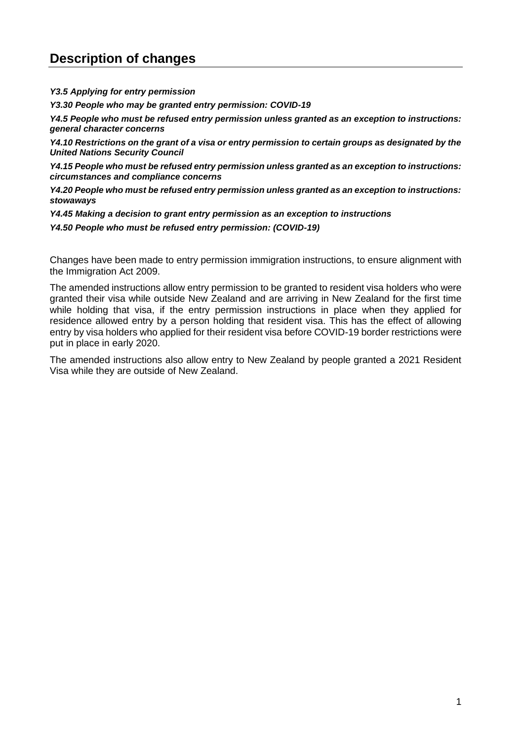# Description of changes

***Y3.5 Applying for entry permission***

***Y3.30 People who may be granted entry permission: COVID-19***

***Y4.5 People who must be refused entry permission unless granted as an exception to instructions: general character concerns***

***Y4.10 Restrictions on the grant of a visa or entry permission to certain groups as designated by the United Nations Security Council***

***Y4.15 People who must be refused entry permission unless granted as an exception to instructions: circumstances and compliance concerns***

***Y4.20 People who must be refused entry permission unless granted as an exception to instructions: stowaways***

***Y4.45 Making a decision to grant entry permission as an exception to instructions***

***Y4.50 People who must be refused entry permission: (COVID-19)***

Changes have been made to entry permission immigration instructions, to ensure alignment with the Immigration Act 2009.

The amended instructions allow entry permission to be granted to resident visa holders who were granted their visa while outside New Zealand and are arriving in New Zealand for the first time while holding that visa, if the entry permission instructions in place when they applied for residence allowed entry by a person holding that resident visa. This has the effect of allowing entry by visa holders who applied for their resident visa before COVID-19 border restrictions were put in place in early 2020.

The amended instructions also allow entry to New Zealand by people granted a 2021 Resident Visa while they are outside of New Zealand.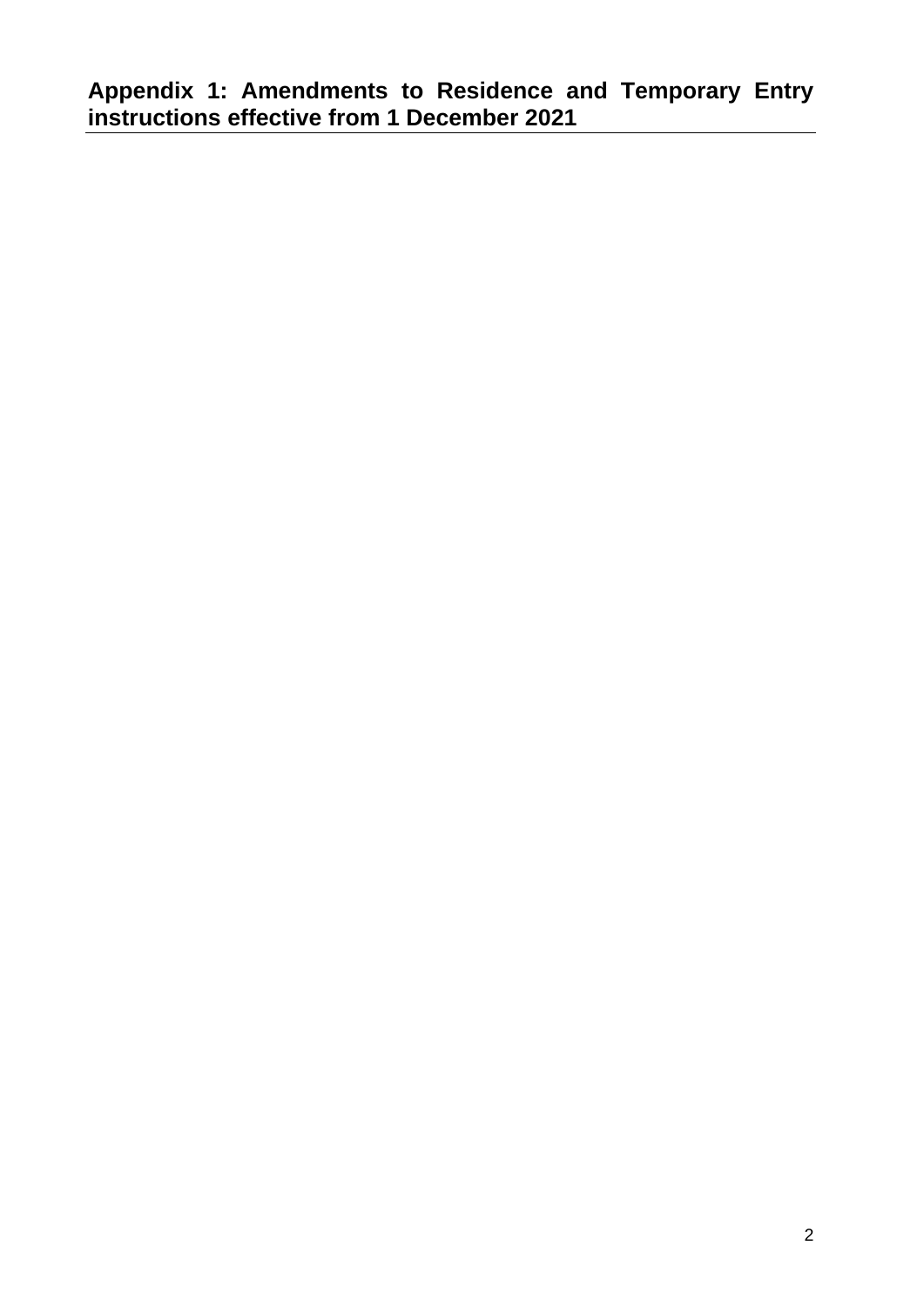## Appendix 1: Amendments to Residence and Temporary Entry instructions effective from 1 December 2021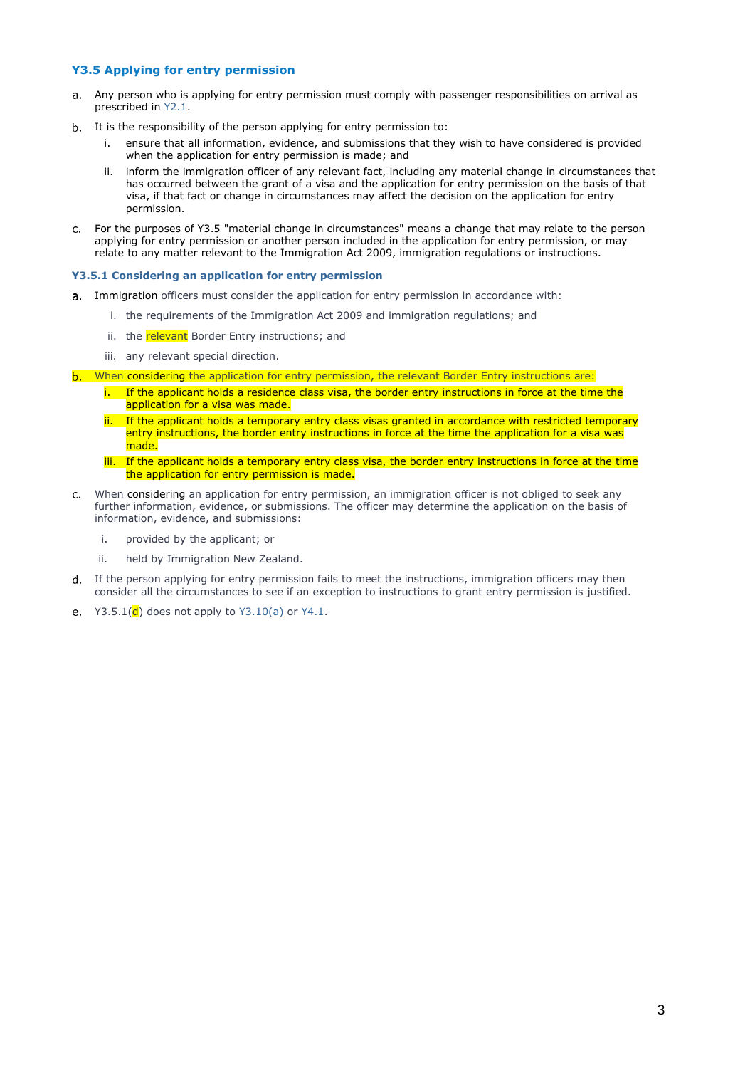### Y3.5 Applying for entry permission

a. Any person who is applying for entry permission must comply with passenger responsibilities on arrival as prescribed in Y2.1.

b. It is the responsibility of the person applying for entry permission to:

   i. ensure that all information, evidence, and submissions that they wish to have considered is provided when the application for entry permission is made; and

   ii. inform the immigration officer of any relevant fact, including any material change in circumstances that has occurred between the grant of a visa and the application for entry permission on the basis of that visa, if that fact or change in circumstances may affect the decision on the application for entry permission.

c. For the purposes of Y3.5 "material change in circumstances" means a change that may relate to the person applying for entry permission or another person included in the application for entry permission, or may relate to any matter relevant to the Immigration Act 2009, immigration regulations or instructions.

#### Y3.5.1 Considering an application for entry permission

a. Immigration officers must consider the application for entry permission in accordance with:

   i. the requirements of the Immigration Act 2009 and immigration regulations; and

   ii. the relevant Border Entry instructions; and

   iii. any relevant special direction.

b. When considering the application for entry permission, the relevant Border Entry instructions are:

   i. If the applicant holds a residence class visa, the border entry instructions in force at the time the application for a visa was made.

   ii. If the applicant holds a temporary entry class visas granted in accordance with restricted temporary entry instructions, the border entry instructions in force at the time the application for a visa was made.

   iii. If the applicant holds a temporary entry class visa, the border entry instructions in force at the time the application for entry permission is made.

c. When considering an application for entry permission, an immigration officer is not obliged to seek any further information, evidence, or submissions. The officer may determine the application on the basis of information, evidence, and submissions:

   i. provided by the applicant; or

   ii. held by Immigration New Zealand.

d. If the person applying for entry permission fails to meet the instructions, immigration officers may then consider all the circumstances to see if an exception to instructions to grant entry permission is justified.

e. Y3.5.1(d) does not apply to Y3.10(a) or Y4.1.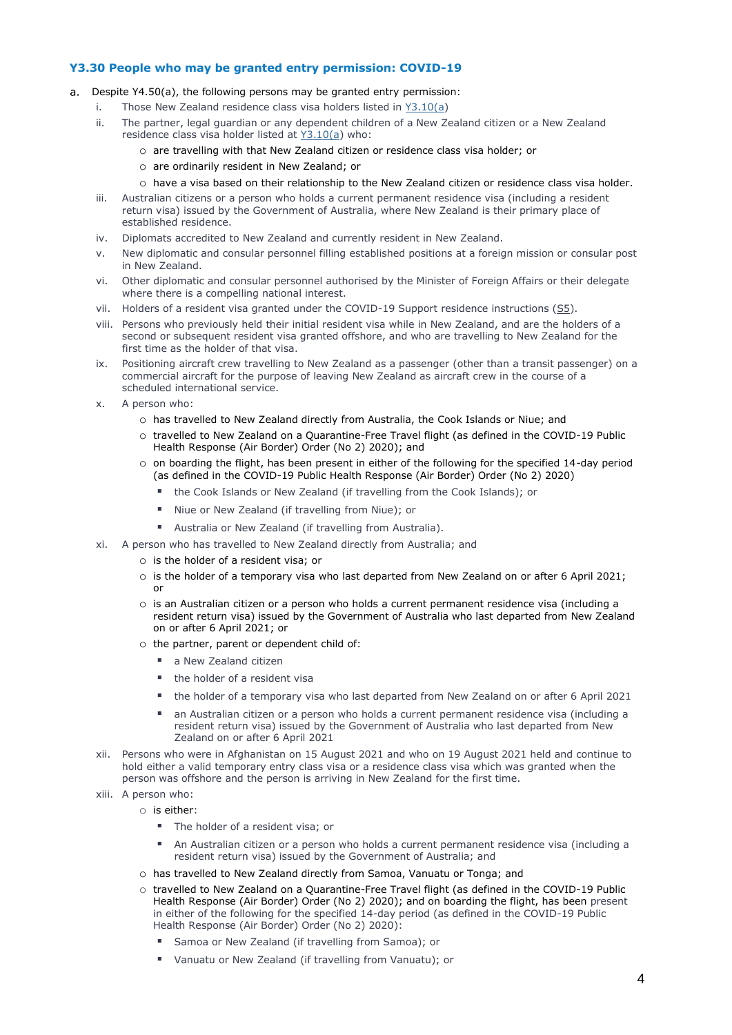### Y3.30 People who may be granted entry permission: COVID-19

a. Despite Y4.50(a), the following persons may be granted entry permission:

   i. Those New Zealand residence class visa holders listed in [Y3.10(a)](Y3.10(a))

   ii. The partner, legal guardian or any dependent children of a New Zealand citizen or a New Zealand residence class visa holder listed at [Y3.10(a)](Y3.10(a)) who:
      - are travelling with that New Zealand citizen or residence class visa holder; or
      - are ordinarily resident in New Zealand; or
      - have a visa based on their relationship to the New Zealand citizen or residence class visa holder.

   iii. Australian citizens or a person who holds a current permanent residence visa (including a resident return visa) issued by the Government of Australia, where New Zealand is their primary place of established residence.

   iv. Diplomats accredited to New Zealand and currently resident in New Zealand.

   v. New diplomatic and consular personnel filling established positions at a foreign mission or consular post in New Zealand.

   vi. Other diplomatic and consular personnel authorised by the Minister of Foreign Affairs or their delegate where there is a compelling national interest.

   vii. Holders of a resident visa granted under the COVID-19 Support residence instructions ([S5](S5)).

   viii. Persons who previously held their initial resident visa while in New Zealand, and are the holders of a second or subsequent resident visa granted offshore, and who are travelling to New Zealand for the first time as the holder of that visa.

   ix. Positioning aircraft crew travelling to New Zealand as a passenger (other than a transit passenger) on a commercial aircraft for the purpose of leaving New Zealand as aircraft crew in the course of a scheduled international service.

   x. A person who:
      - has travelled to New Zealand directly from Australia, the Cook Islands or Niue; and
      - travelled to New Zealand on a Quarantine-Free Travel flight (as defined in the COVID-19 Public Health Response (Air Border) Order (No 2) 2020); and
      - on boarding the flight, has been present in either of the following for the specified 14-day period (as defined in the COVID-19 Public Health Response (Air Border) Order (No 2) 2020)
         - the Cook Islands or New Zealand (if travelling from the Cook Islands); or
         - Niue or New Zealand (if travelling from Niue); or
         - Australia or New Zealand (if travelling from Australia).

   xi. A person who has travelled to New Zealand directly from Australia; and
      - is the holder of a resident visa; or
      - is the holder of a temporary visa who last departed from New Zealand on or after 6 April 2021; or
      - is an Australian citizen or a person who holds a current permanent residence visa (including a resident return visa) issued by the Government of Australia who last departed from New Zealand on or after 6 April 2021; or
      - the partner, parent or dependent child of:
         - a New Zealand citizen
         - the holder of a resident visa
         - the holder of a temporary visa who last departed from New Zealand on or after 6 April 2021
         - an Australian citizen or a person who holds a current permanent residence visa (including a resident return visa) issued by the Government of Australia who last departed from New Zealand on or after 6 April 2021

   xii. Persons who were in Afghanistan on 15 August 2021 and who on 19 August 2021 held and continue to hold either a valid temporary entry class visa or a residence class visa which was granted when the person was offshore and the person is arriving in New Zealand for the first time.

   xiii. A person who:
      - is either:
         - The holder of a resident visa; or
         - An Australian citizen or a person who holds a current permanent residence visa (including a resident return visa) issued by the Government of Australia; and
      - has travelled to New Zealand directly from Samoa, Vanuatu or Tonga; and
      - travelled to New Zealand on a Quarantine-Free Travel flight (as defined in the COVID-19 Public Health Response (Air Border) Order (No 2) 2020); and on boarding the flight, has been present in either of the following for the specified 14-day period (as defined in the COVID-19 Public Health Response (Air Border) Order (No 2) 2020):
         - Samoa or New Zealand (if travelling from Samoa); or
         - Vanuatu or New Zealand (if travelling from Vanuatu); or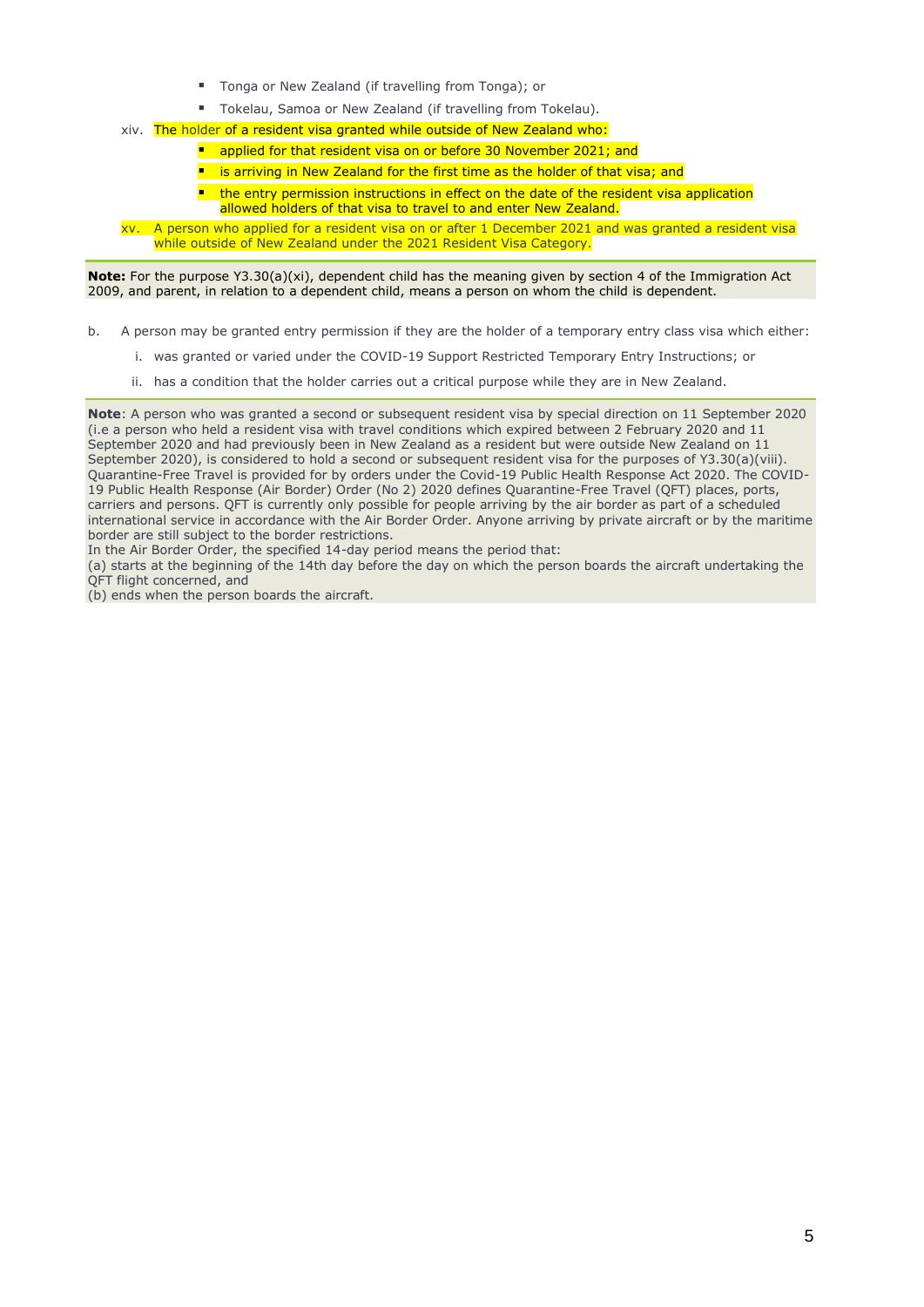- Tonga or New Zealand (if travelling from Tonga); or
   - Tokelau, Samoa or New Zealand (if travelling from Tokelau).

xiv. The holder of a resident visa granted while outside of New Zealand who:
   - applied for that resident visa on or before 30 November 2021; and
   - is arriving in New Zealand for the first time as the holder of that visa; and
   - the entry permission instructions in effect on the date of the resident visa application allowed holders of that visa to travel to and enter New Zealand.

xv. A person who applied for a resident visa on or after 1 December 2021 and was granted a resident visa while outside of New Zealand under the 2021 Resident Visa Category.

**Note:** For the purpose Y3.30(a)(xi), dependent child has the meaning given by section 4 of the Immigration Act 2009, and parent, in relation to a dependent child, means a person on whom the child is dependent.

b. A person may be granted entry permission if they are the holder of a temporary entry class visa which either:

   i. was granted or varied under the COVID-19 Support Restricted Temporary Entry Instructions; or

   ii. has a condition that the holder carries out a critical purpose while they are in New Zealand.

**Note**: A person who was granted a second or subsequent resident visa by special direction on 11 September 2020 (i.e a person who held a resident visa with travel conditions which expired between 2 February 2020 and 11 September 2020 and had previously been in New Zealand as a resident but were outside New Zealand on 11 September 2020), is considered to hold a second or subsequent resident visa for the purposes of Y3.30(a)(viii).
Quarantine-Free Travel is provided for by orders under the Covid-19 Public Health Response Act 2020. The COVID-19 Public Health Response (Air Border) Order (No 2) 2020 defines Quarantine-Free Travel (QFT) places, ports, carriers and persons. QFT is currently only possible for people arriving by the air border as part of a scheduled international service in accordance with the Air Border Order. Anyone arriving by private aircraft or by the maritime border are still subject to the border restrictions.
In the Air Border Order, the specified 14-day period means the period that:
(a) starts at the beginning of the 14th day before the day on which the person boards the aircraft undertaking the QFT flight concerned, and
(b) ends when the person boards the aircraft.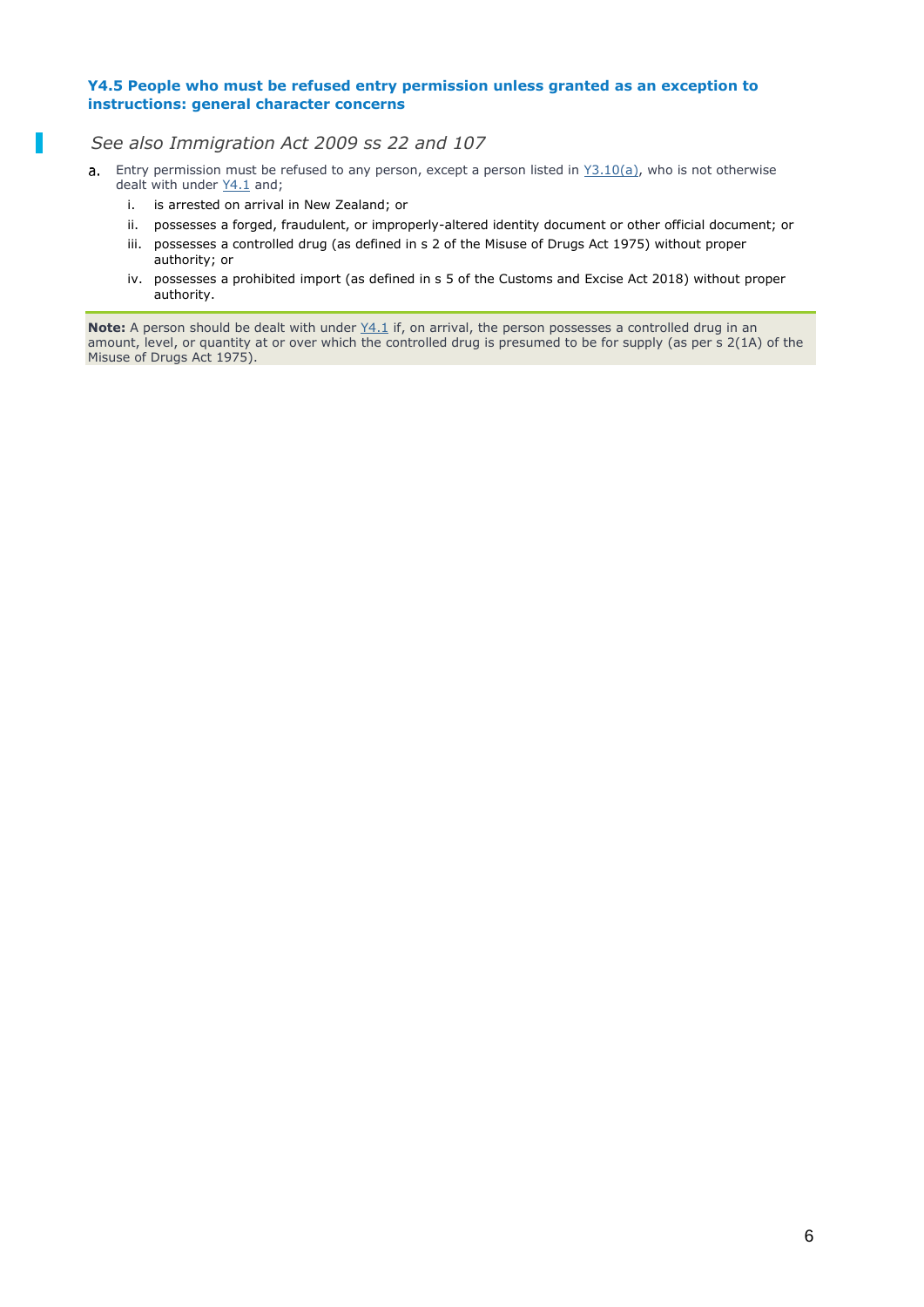### Y4.5 People who must be refused entry permission unless granted as an exception to instructions: general character concerns

*See also Immigration Act 2009 ss 22 and 107*

a. Entry permission must be refused to any person, except a person listed in Y3.10(a), who is not otherwise dealt with under Y4.1 and;

  i. is arrested on arrival in New Zealand; or

  ii. possesses a forged, fraudulent, or improperly-altered identity document or other official document; or

  iii. possesses a controlled drug (as defined in s 2 of the Misuse of Drugs Act 1975) without proper authority; or

  iv. possesses a prohibited import (as defined in s 5 of the Customs and Excise Act 2018) without proper authority.

**Note:** A person should be dealt with under Y4.1 if, on arrival, the person possesses a controlled drug in an amount, level, or quantity at or over which the controlled drug is presumed to be for supply (as per s 2(1A) of the Misuse of Drugs Act 1975).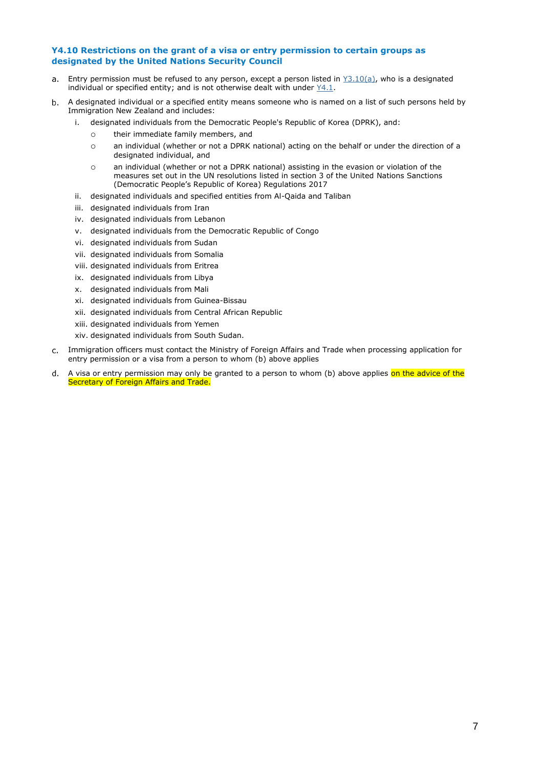### Y4.10 Restrictions on the grant of a visa or entry permission to certain groups as designated by the United Nations Security Council

a. Entry permission must be refused to any person, except a person listed in Y3.10(a), who is a designated individual or specified entity; and is not otherwise dealt with under Y4.1.

b. A designated individual or a specified entity means someone who is named on a list of such persons held by Immigration New Zealand and includes:
   i. designated individuals from the Democratic People's Republic of Korea (DPRK), and:
      - their immediate family members, and
      - an individual (whether or not a DPRK national) acting on the behalf or under the direction of a designated individual, and
      - an individual (whether or not a DPRK national) assisting in the evasion or violation of the measures set out in the UN resolutions listed in section 3 of the United Nations Sanctions (Democratic People's Republic of Korea) Regulations 2017
   ii. designated individuals and specified entities from Al-Qaida and Taliban
   iii. designated individuals from Iran
   iv. designated individuals from Lebanon
   v. designated individuals from the Democratic Republic of Congo
   vi. designated individuals from Sudan
   vii. designated individuals from Somalia
   viii. designated individuals from Eritrea
   ix. designated individuals from Libya
   x. designated individuals from Mali
   xi. designated individuals from Guinea-Bissau
   xii. designated individuals from Central African Republic
   xiii. designated individuals from Yemen
   xiv. designated individuals from South Sudan.

c. Immigration officers must contact the Ministry of Foreign Affairs and Trade when processing application for entry permission or a visa from a person to whom (b) above applies

d. A visa or entry permission may only be granted to a person to whom (b) above applies on the advice of the Secretary of Foreign Affairs and Trade.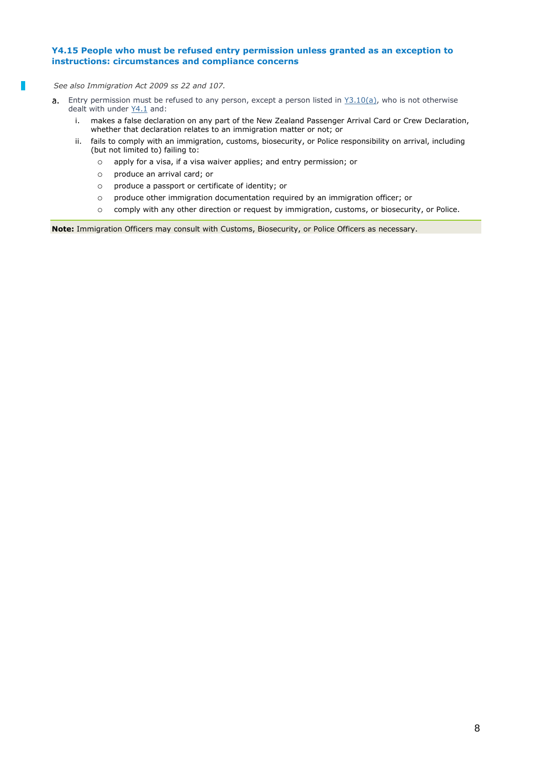### Y4.15 People who must be refused entry permission unless granted as an exception to instructions: circumstances and compliance concerns

*See also Immigration Act 2009 ss 22 and 107.*

a. Entry permission must be refused to any person, except a person listed in Y3.10(a), who is not otherwise dealt with under Y4.1 and:

   i. makes a false declaration on any part of the New Zealand Passenger Arrival Card or Crew Declaration, whether that declaration relates to an immigration matter or not; or

   ii. fails to comply with an immigration, customs, biosecurity, or Police responsibility on arrival, including (but not limited to) failing to:

      - apply for a visa, if a visa waiver applies; and entry permission; or
      - produce an arrival card; or
      - produce a passport or certificate of identity; or
      - produce other immigration documentation required by an immigration officer; or
      - comply with any other direction or request by immigration, customs, or biosecurity, or Police.

**Note:** Immigration Officers may consult with Customs, Biosecurity, or Police Officers as necessary.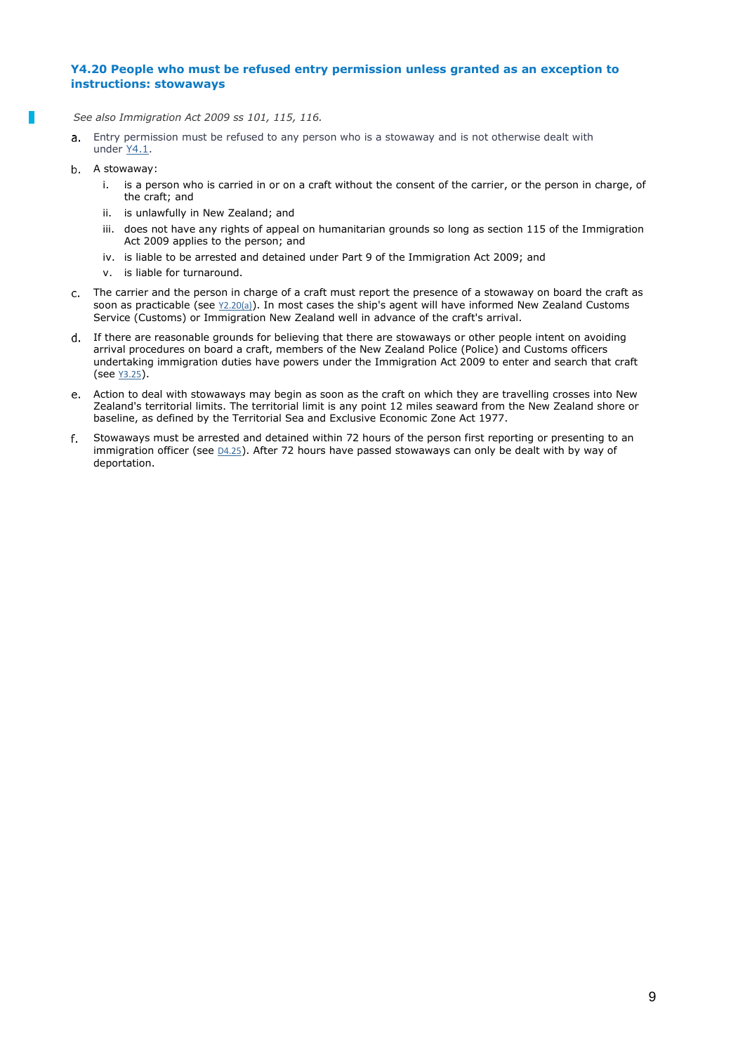### Y4.20 People who must be refused entry permission unless granted as an exception to instructions: stowaways

*See also Immigration Act 2009 ss 101, 115, 116.*

a. Entry permission must be refused to any person who is a stowaway and is not otherwise dealt with under Y4.1.

b. A stowaway:

   i. is a person who is carried in or on a craft without the consent of the carrier, or the person in charge, of the craft; and
   
   ii. is unlawfully in New Zealand; and
   
   iii. does not have any rights of appeal on humanitarian grounds so long as section 115 of the Immigration Act 2009 applies to the person; and
   
   iv. is liable to be arrested and detained under Part 9 of the Immigration Act 2009; and
   
   v. is liable for turnaround.

c. The carrier and the person in charge of a craft must report the presence of a stowaway on board the craft as soon as practicable (see Y2.20(a)). In most cases the ship's agent will have informed New Zealand Customs Service (Customs) or Immigration New Zealand well in advance of the craft's arrival.

d. If there are reasonable grounds for believing that there are stowaways or other people intent on avoiding arrival procedures on board a craft, members of the New Zealand Police (Police) and Customs officers undertaking immigration duties have powers under the Immigration Act 2009 to enter and search that craft (see Y3.25).

e. Action to deal with stowaways may begin as soon as the craft on which they are travelling crosses into New Zealand's territorial limits. The territorial limit is any point 12 miles seaward from the New Zealand shore or baseline, as defined by the Territorial Sea and Exclusive Economic Zone Act 1977.

f. Stowaways must be arrested and detained within 72 hours of the person first reporting or presenting to an immigration officer (see D4.25). After 72 hours have passed stowaways can only be dealt with by way of deportation.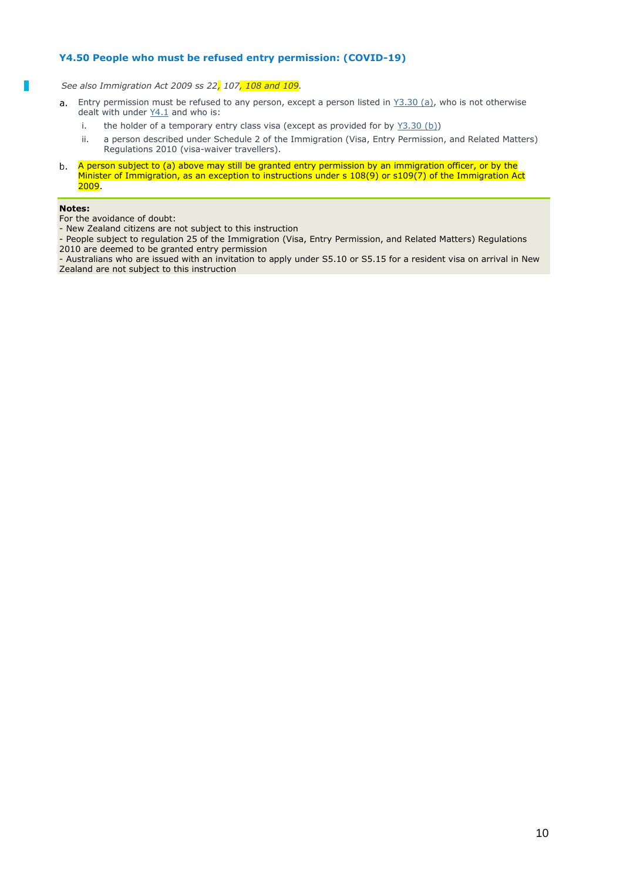### Y4.50 People who must be refused entry permission: (COVID-19)

*See also Immigration Act 2009 ss 22, 107, 108 and 109.*

a. Entry permission must be refused to any person, except a person listed in Y3.30 (a), who is not otherwise dealt with under Y4.1 and who is:

   i. the holder of a temporary entry class visa (except as provided for by Y3.30 (b))

   ii. a person described under Schedule 2 of the Immigration (Visa, Entry Permission, and Related Matters) Regulations 2010 (visa-waiver travellers).

b. A person subject to (a) above may still be granted entry permission by an immigration officer, or by the Minister of Immigration, as an exception to instructions under s 108(9) or s109(7) of the Immigration Act 2009.

**Notes:**
For the avoidance of doubt:
- New Zealand citizens are not subject to this instruction
- People subject to regulation 25 of the Immigration (Visa, Entry Permission, and Related Matters) Regulations 2010 are deemed to be granted entry permission
- Australians who are issued with an invitation to apply under S5.10 or S5.15 for a resident visa on arrival in New Zealand are not subject to this instruction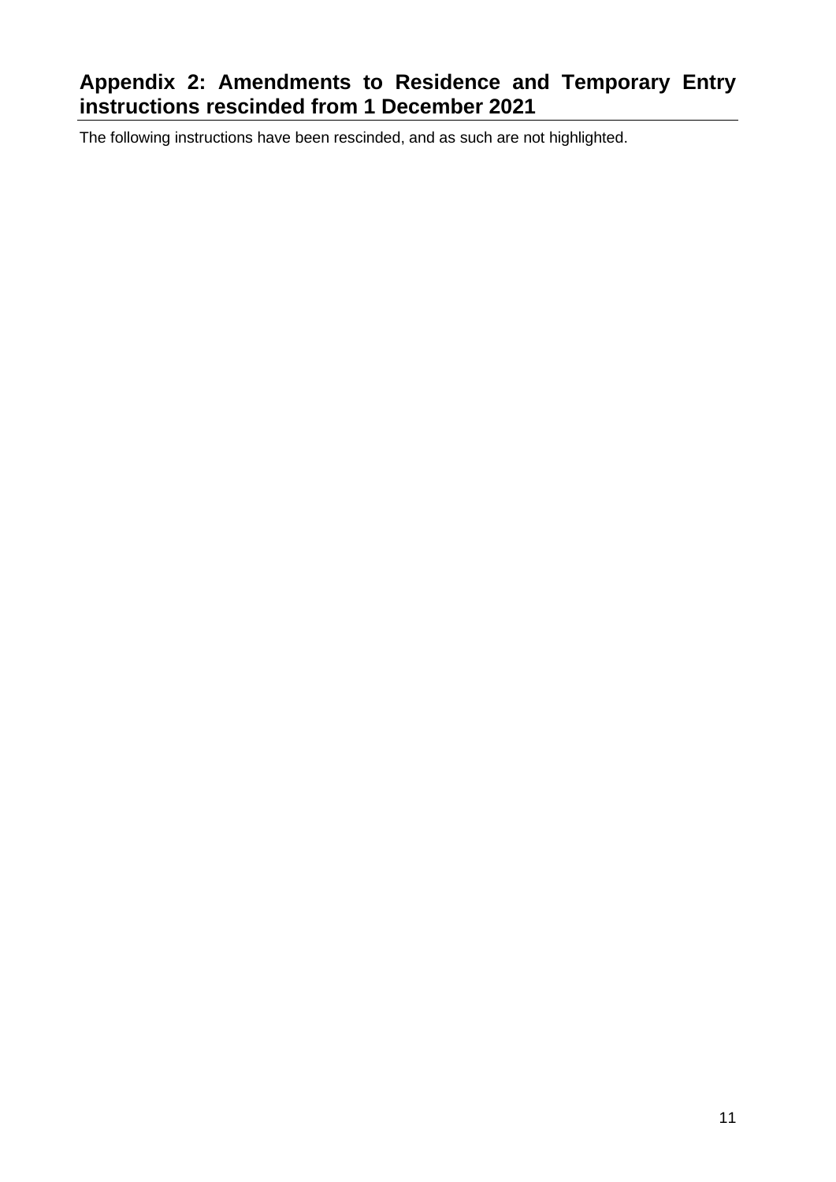## Appendix 2: Amendments to Residence and Temporary Entry instructions rescinded from 1 December 2021

The following instructions have been rescinded, and as such are not highlighted.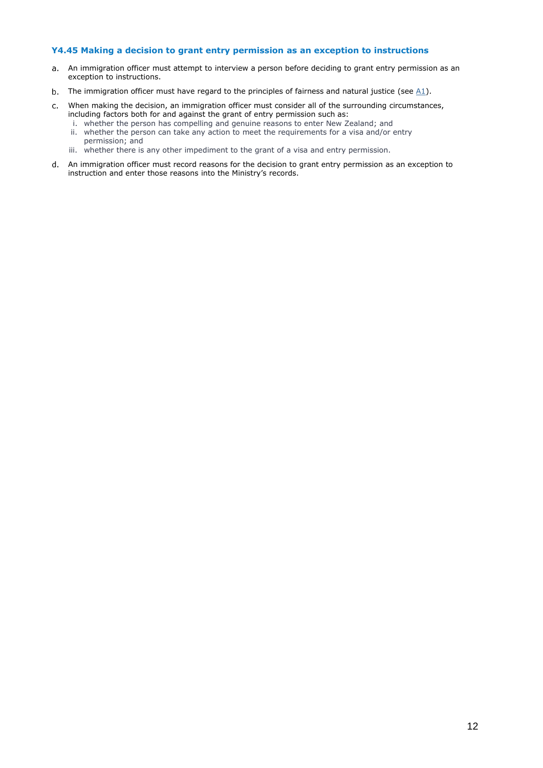### Y4.45 Making a decision to grant entry permission as an exception to instructions

a. An immigration officer must attempt to interview a person before deciding to grant entry permission as an exception to instructions.

b. The immigration officer must have regard to the principles of fairness and natural justice (see A1).

c. When making the decision, an immigration officer must consider all of the surrounding circumstances, including factors both for and against the grant of entry permission such as:
   i. whether the person has compelling and genuine reasons to enter New Zealand; and
   ii. whether the person can take any action to meet the requirements for a visa and/or entry permission; and
   iii. whether there is any other impediment to the grant of a visa and entry permission.

d. An immigration officer must record reasons for the decision to grant entry permission as an exception to instruction and enter those reasons into the Ministry's records.